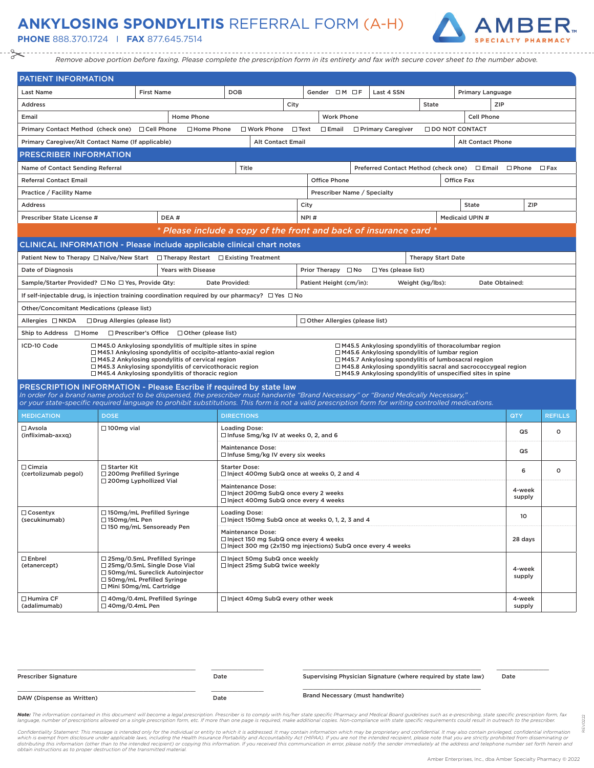# ANKYLOSING SPONDYLITIS REFERRAL FORM (A-H)

**PHONE** 888.370.1724 | **FAX** 877.645.7514

AMBER SPECIALTY PHARMACY

*Remove above portion before faxing. Please complete the prescription form in its entirety and fax with secure cover sheet to the number above.*

## PATIENT INFORMATION

| Last Name | First Name | DOB | Gender ☐M ☐F | Last 4 SSN | Primary Language |
|---|---|---|---|---|---|

| Address | City | State | ZIP |
|---|---|---|---|

| Email | Home Phone | Work Phone | Cell Phone |
|---|---|---|---|

Primary Contact Method (check one) ☐Cell Phone ☐Home Phone ☐Work Phone ☐Text ☐Email ☐Primary Caregiver ☐DO NOT CONTACT

| Primary Caregiver/Alt Contact Name (If applicable) | Alt Contact Email | Alt Contact Phone |
|---|---|---|

## PRESCRIBER INFORMATION

| Name of Contact Sending Referral | Title | Preferred Contact Method (check one) ☐Email ☐Phone ☐Fax |
|---|---|---|

| Referral Contact Email | Office Phone | Office Fax |
|---|---|---|

| Practice / Facility Name | Prescriber Name / Specialty |
|---|---|

| Address | City | State | ZIP |
|---|---|---|---|

| Prescriber State License # | DEA # | NPI # | Medicaid UPIN # |
|---|---|---|---|

*** Please include a copy of the front and back of insurance card ***

## CLINICAL INFORMATION - Please include applicable clinical chart notes

| Patient New to Therapy ☐Naïve/New Start ☐Therapy Restart ☐Existing Treatment | Therapy Start Date |
|---|---|

| Date of Diagnosis | Years with Disease | Prior Therapy ☐No ☐Yes (please list) |
|---|---|---|

| Sample/Starter Provided? ☐No ☐Yes, Provide Qty: Date Provided: | Patient Height (cm/in): Weight (kg/lbs): Date Obtained: |
|---|---|

If self-injectable drug, is injection training coordination required by our pharmacy? ☐Yes ☐No

Other/Concomitant Medications (please list)

| Allergies ☐NKDA ☐Drug Allergies (please list) | ☐Other Allergies (please list) |
|---|---|

Ship to Address ☐Home ☐Prescriber's Office ☐Other (please list)

ICD-10 Code
- ☐M45.0 Ankylosing spondylitis of multiple sites in spine
- ☐M45.1 Ankylosing spondylitis of occipito-atlanto-axial region
- ☐M45.2 Ankylosing spondylitis of cervical region
- ☐M45.3 Ankylosing spondylitis of cervicothoracic region
- ☐M45.4 Ankylosing spondylitis of thoracic region
- ☐M45.5 Ankylosing spondylitis of thoracolumbar region
- ☐M45.6 Ankylosing spondylitis of lumbar region
- ☐M45.7 Ankylosing spondylitis of lumbosacral region
- ☐M45.8 Ankylosing spondylitis sacral and sacrococcygeal region
- ☐M45.9 Ankylosing spondylitis of unspecified sites in spine

## PRESCRIPTION INFORMATION - Please Escribe if required by state law

*In order for a brand name product to be dispensed, the prescriber must handwrite "Brand Necessary" or "Brand Medically Necessary," or your state-specific required language to prohibit substitutions. This form is not a valid prescription form for writing controlled medications.*

| MEDICATION | DOSE | DIRECTIONS | QTY | REFILLS |
|---|---|---|---|---|
| ☐Avsola (infliximab-axxq) | ☐100mg vial | Loading Dose: ☐Infuse 5mg/kg IV at weeks 0, 2, and 6 | QS | 0 |
| | | Maintenance Dose: ☐Infuse 5mg/kg IV every six weeks | QS | |
| ☐Cimzia (certolizumab pegol) | ☐Starter Kit ☐200mg Prefilled Syringe ☐200mg Lyphollized Vial | Starter Dose: ☐Inject 400mg SubQ once at weeks 0, 2 and 4 | 6 | 0 |
| | | Maintenance Dose: ☐Inject 200mg SubQ once every 2 weeks ☐Inject 400mg SubQ once every 4 weeks | 4-week supply | |
| ☐Cosentyx (secukinumab) | ☐150mg/mL Prefilled Syringe ☐150mg/mL Pen ☐150 mg/mL Sensoready Pen | Loading Dose: ☐Inject 150mg SubQ once at weeks 0, 1, 2, 3 and 4 | 10 | |
| | | Maintenance Dose: ☐Inject 150 mg SubQ once every 4 weeks ☐Inject 300 mg (2x150 mg injections) SubQ once every 4 weeks | 28 days | |
| ☐Enbrel (etanercept) | ☐25mg/0.5mL Prefilled Syringe ☐25mg/0.5mL Single Dose Vial ☐50mg/mL Sureclick Autoinjector ☐50mg/mL Prefilled Syringe ☐Mini 50mg/mL Cartridge | ☐Inject 50mg SubQ once weekly ☐Inject 25mg SubQ twice weekly | 4-week supply | |
| ☐Humira CF (adalimumab) | ☐40mg/0.4mL Prefilled Syringe ☐40mg/0.4mL Pen | ☐Inject 40mg SubQ every other week | 4-week supply | |

Prescriber Signature ________ Date ________ Supervising Physician Signature (where required by state law) ________ Date ________

DAW (Dispense as Written) ________ Date ________ Brand Necessary (must handwrite) ________

***Note:*** *The information contained in this document will become a legal prescription. Prescriber is to comply with his/her state specific Pharmacy and Medical Board guidelines such as e-prescribing, state specific prescription form, fax language, number of prescriptions allowed on a single prescription form, etc. If more than one page is required, make additional copies. Non-compliance with state specific requirements could result in outreach to the prescriber.*

*Confidentiality Statement: This message is intended only for the individual or entity to which it is addressed. It may contain information which may be proprietary and confidential. It may also contain privileged, confidential information which is exempt from disclosure under applicable laws, including the Health Insurance Portability and Accountability Act (HIPAA). If you are not the intended recipient, please note that you are strictly prohibited from disseminating or distributing this information (other than to the intended recipient) or copying this information. If you received this communication in error, please notify the sender immediately at the address and telephone number set forth herein and obtain instructions as to proper destruction of the transmitted material.*

REV0222

Amber Enterprises, Inc., dba Amber Specialty Pharmacy © 2022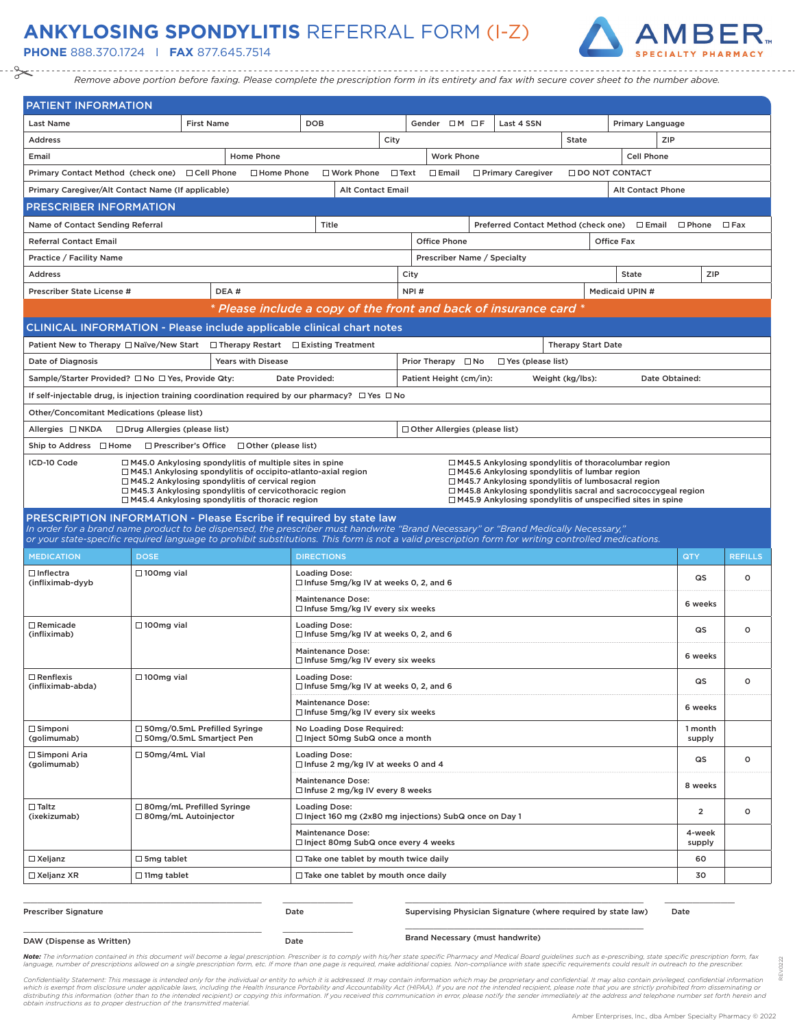# ANKYLOSING SPONDYLITIS REFERRAL FORM (I-Z)

**PHONE** 888.370.1724 | **FAX** 877.645.7514

AMBER SPECIALTY PHARMACY

*Remove above portion before faxing. Please complete the prescription form in its entirety and fax with secure cover sheet to the number above.*

## PATIENT INFORMATION

| | | | | | |
|---|---|---|---|---|---|
| Last Name | First Name | DOB | Gender ☐M ☐F | Last 4 SSN | Primary Language |
| Address | | City | | State | ZIP |
| Email | Home Phone | | Work Phone | | Cell Phone |

Primary Contact Method (check one) ☐Cell Phone ☐Home Phone ☐Work Phone ☐Text ☐Email ☐Primary Caregiver ☐DO NOT CONTACT

| | | |
|---|---|---|
| Primary Caregiver/Alt Contact Name (If applicable) | Alt Contact Email | Alt Contact Phone |

## PRESCRIBER INFORMATION

| | | | |
|---|---|---|---|
| Name of Contact Sending Referral | Title | Preferred Contact Method (check one) ☐Email ☐Phone ☐Fax | |
| Referral Contact Email | Office Phone | Office Fax | |
| Practice / Facility Name | Prescriber Name / Specialty | | |
| Address | City | State | ZIP |
| Prescriber State License # | DEA # | NPI # | Medicaid UPIN # |

*** Please include a copy of the front and back of insurance card ***

## CLINICAL INFORMATION - Please include applicable clinical chart notes

Patient New to Therapy ☐Naïve/New Start ☐Therapy Restart ☐Existing Treatment | Therapy Start Date

Date of Diagnosis | Years with Disease | Prior Therapy ☐No ☐Yes (please list)

Sample/Starter Provided? ☐No ☐Yes, Provide Qty: Date Provided: | Patient Height (cm/in): Weight (kg/lbs): Date Obtained:

If self-injectable drug, is injection training coordination required by our pharmacy? ☐Yes ☐No

Other/Concomitant Medications (please list)

Allergies ☐NKDA ☐Drug Allergies (please list) | ☐Other Allergies (please list)

Ship to Address ☐Home ☐Prescriber's Office ☐Other (please list)

ICD-10 Code
- ☐M45.0 Ankylosing spondylitis of multiple sites in spine
- ☐M45.1 Ankylosing spondylitis of occipito-atlanto-axial region
- ☐M45.2 Ankylosing spondylitis of cervical region
- ☐M45.3 Ankylosing spondylitis of cervicothoracic region
- ☐M45.4 Ankylosing spondylitis of thoracic region
- ☐M45.5 Ankylosing spondylitis of thoracolumbar region
- ☐M45.6 Ankylosing spondylitis of lumbar region
- ☐M45.7 Ankylosing spondylitis of lumbosacral region
- ☐M45.8 Ankylosing spondylitis sacral and sacrococcygeal region
- ☐M45.9 Ankylosing spondylitis of unspecified sites in spine

## PRESCRIPTION INFORMATION - Please Escribe if required by state law

*In order for a brand name product to be dispensed, the prescriber must handwrite "Brand Necessary" or "Brand Medically Necessary," or your state-specific required language to prohibit substitutions. This form is not a valid prescription form for writing controlled medications.*

| MEDICATION | DOSE | DIRECTIONS | QTY | REFILLS |
|---|---|---|---|---|
| ☐Inflectra (infliximab-dyyb) | ☐100mg vial | Loading Dose: ☐Infuse 5mg/kg IV at weeks 0, 2, and 6 | QS | 0 |
| | | Maintenance Dose: ☐Infuse 5mg/kg IV every six weeks | 6 weeks | |
| ☐Remicade (infliximab) | ☐100mg vial | Loading Dose: ☐Infuse 5mg/kg IV at weeks 0, 2, and 6 | QS | 0 |
| | | Maintenance Dose: ☐Infuse 5mg/kg IV every six weeks | 6 weeks | |
| ☐Renflexis (infliximab-abda) | ☐100mg vial | Loading Dose: ☐Infuse 5mg/kg IV at weeks 0, 2, and 6 | QS | 0 |
| | | Maintenance Dose: ☐Infuse 5mg/kg IV every six weeks | 6 weeks | |
| ☐Simponi (golimumab) | ☐50mg/0.5mL Prefilled Syringe ☐50mg/0.5mL Smartject Pen | No Loading Dose Required: ☐Inject 50mg SubQ once a month | 1 month supply | |
| ☐Simponi Aria (golimumab) | ☐50mg/4mL Vial | Loading Dose: ☐Infuse 2 mg/kg IV at weeks 0 and 4 | QS | 0 |
| | | Maintenance Dose: ☐Infuse 2 mg/kg IV every 8 weeks | 8 weeks | |
| ☐Taltz (ixekizumab) | ☐80mg/mL Prefilled Syringe ☐80mg/mL Autoinjector | Loading Dose: ☐Inject 160 mg (2x80 mg injections) SubQ once on Day 1 | 2 | 0 |
| | | Maintenance Dose: ☐Inject 80mg SubQ once every 4 weeks | 4-week supply | |
| ☐Xeljanz | ☐5mg tablet | ☐Take one tablet by mouth twice daily | 60 | |
| ☐Xeljanz XR | ☐11mg tablet | ☐Take one tablet by mouth once daily | 30 | |

Prescriber Signature ____________ Date ____________ Supervising Physician Signature (where required by state law) ____________ Date ____________

DAW (Dispense as Written) ____________ Date ____________ Brand Necessary (must handwrite) ____________

***Note:*** *The information contained in this document will become a legal prescription. Prescriber is to comply with his/her state specific Pharmacy and Medical Board guidelines such as e-prescribing, state specific prescription form, fax language, number of prescriptions allowed on a single prescription form, etc. If more than one page is required, make additional copies. Non-compliance with state specific requirements could result in outreach to the prescriber.*

*Confidentiality Statement: This message is intended only for the individual or entity to which it is addressed. It may contain information which may be proprietary and confidential. It may also contain privileged, confidential information which is exempt from disclosure under applicable laws, including the Health Insurance Portability and Accountability Act (HIPAA). If you are not the intended recipient, please note that you are strictly prohibited from disseminating or distributing this information (other than to the intended recipient) or copying this information. If you received this communication in error, please notify the sender immediately at the address and telephone number set forth herein and obtain instructions as to proper destruction of the transmitted material.*

REV0222

Amber Enterprises, Inc., dba Amber Specialty Pharmacy © 2022